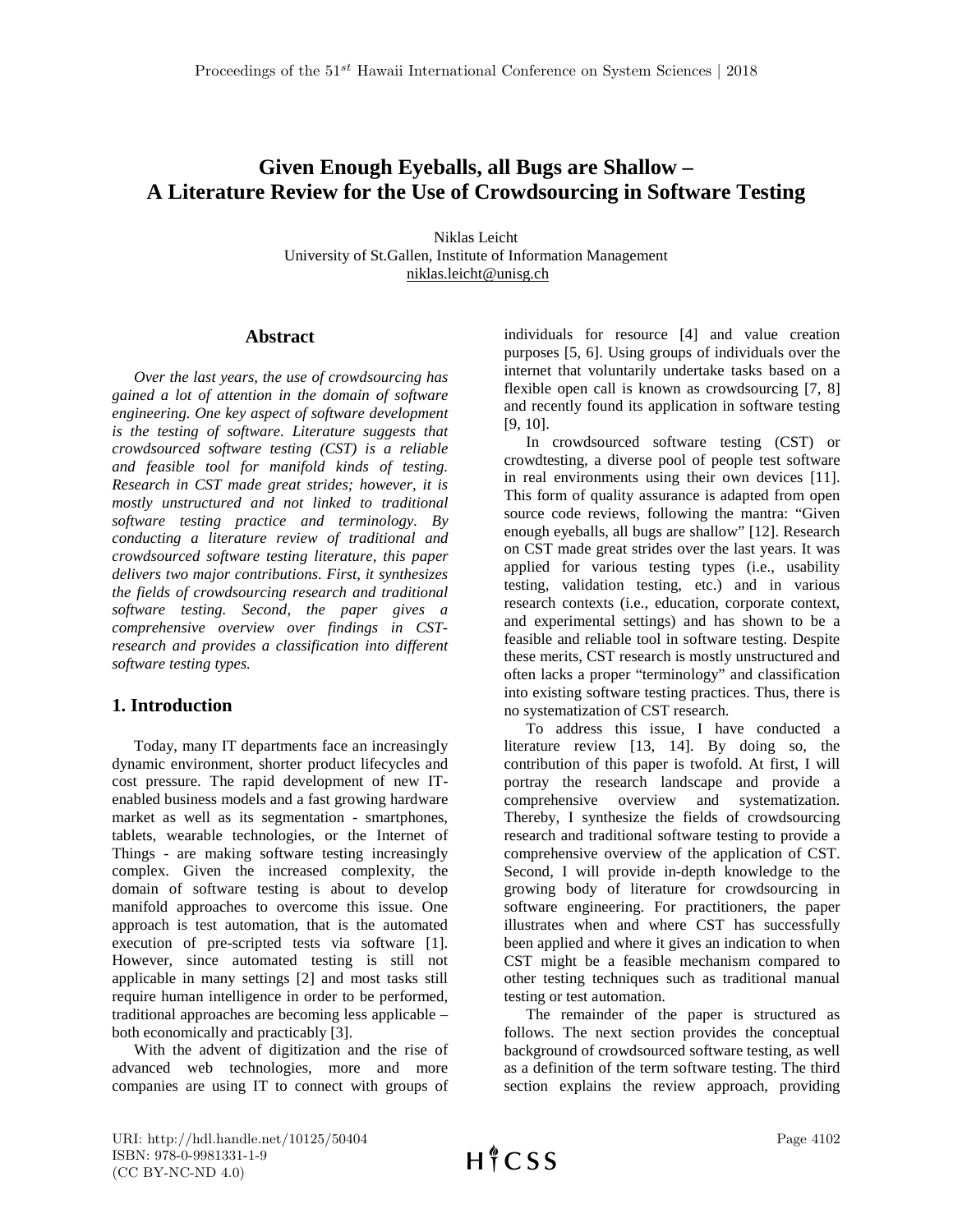# Given Enough Eyeballs, all Bugs are Shallow – A Literature Review for the Use of Crowdsourcing in Software Testing

Niklas Leicht
University of St.Gallen, Institute of Information Management
niklas.leicht@unisg.ch

## Abstract

*Over the last years, the use of crowdsourcing has gained a lot of attention in the domain of software engineering. One key aspect of software development is the testing of software. Literature suggests that crowdsourced software testing (CST) is a reliable and feasible tool for manifold kinds of testing. Research in CST made great strides; however, it is mostly unstructured and not linked to traditional software testing practice and terminology. By conducting a literature review of traditional and crowdsourced software testing literature, this paper delivers two major contributions. First, it synthesizes the fields of crowdsourcing research and traditional software testing. Second, the paper gives a comprehensive overview over findings in CST-research and provides a classification into different software testing types.*

## 1. Introduction

Today, many IT departments face an increasingly dynamic environment, shorter product lifecycles and cost pressure. The rapid development of new IT-enabled business models and a fast growing hardware market as well as its segmentation - smartphones, tablets, wearable technologies, or the Internet of Things - are making software testing increasingly complex. Given the increased complexity, the domain of software testing is about to develop manifold approaches to overcome this issue. One approach is test automation, that is the automated execution of pre-scripted tests via software [1]. However, since automated testing is still not applicable in many settings [2] and most tasks still require human intelligence in order to be performed, traditional approaches are becoming less applicable – both economically and practicably [3].

With the advent of digitization and the rise of advanced web technologies, more and more companies are using IT to connect with groups of individuals for resource [4] and value creation purposes [5, 6]. Using groups of individuals over the internet that voluntarily undertake tasks based on a flexible open call is known as crowdsourcing [7, 8] and recently found its application in software testing [9, 10].

In crowdsourced software testing (CST) or crowdtesting, a diverse pool of people test software in real environments using their own devices [11]. This form of quality assurance is adapted from open source code reviews, following the mantra: "Given enough eyeballs, all bugs are shallow" [12]. Research on CST made great strides over the last years. It was applied for various testing types (i.e., usability testing, validation testing, etc.) and in various research contexts (i.e., education, corporate context, and experimental settings) and has shown to be a feasible and reliable tool in software testing. Despite these merits, CST research is mostly unstructured and often lacks a proper "terminology" and classification into existing software testing practices. Thus, there is no systematization of CST research.

To address this issue, I have conducted a literature review [13, 14]. By doing so, the contribution of this paper is twofold. At first, I will portray the research landscape and provide a comprehensive overview and systematization. Thereby, I synthesize the fields of crowdsourcing research and traditional software testing to provide a comprehensive overview of the application of CST. Second, I will provide in-depth knowledge to the growing body of literature for crowdsourcing in software engineering. For practitioners, the paper illustrates when and where CST has successfully been applied and where it gives an indication to when CST might be a feasible mechanism compared to other testing techniques such as traditional manual testing or test automation.

The remainder of the paper is structured as follows. The next section provides the conceptual background of crowdsourced software testing, as well as a definition of the term software testing. The third section explains the review approach, providing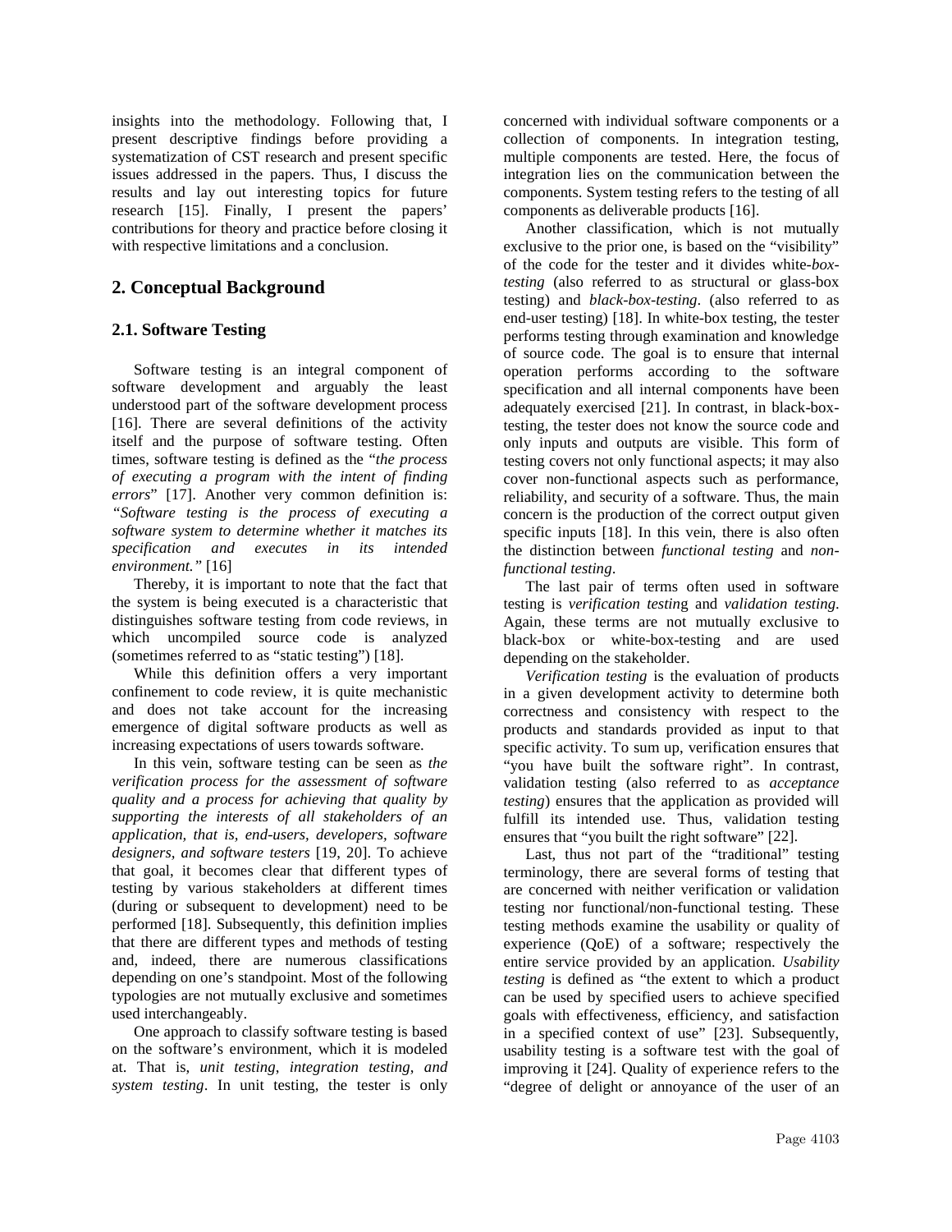insights into the methodology. Following that, I present descriptive findings before providing a systematization of CST research and present specific issues addressed in the papers. Thus, I discuss the results and lay out interesting topics for future research [15]. Finally, I present the papers' contributions for theory and practice before closing it with respective limitations and a conclusion.

## 2. Conceptual Background

### 2.1. Software Testing

Software testing is an integral component of software development and arguably the least understood part of the software development process [16]. There are several definitions of the activity itself and the purpose of software testing. Often times, software testing is defined as the "*the process of executing a program with the intent of finding errors*" [17]. Another very common definition is: *"Software testing is the process of executing a software system to determine whether it matches its specification and executes in its intended environment."* [16]

Thereby, it is important to note that the fact that the system is being executed is a characteristic that distinguishes software testing from code reviews, in which uncompiled source code is analyzed (sometimes referred to as "static testing") [18].

While this definition offers a very important confinement to code review, it is quite mechanistic and does not take account for the increasing emergence of digital software products as well as increasing expectations of users towards software.

In this vein, software testing can be seen as *the verification process for the assessment of software quality and a process for achieving that quality by supporting the interests of all stakeholders of an application, that is, end-users, developers, software designers, and software testers* [19, 20]. To achieve that goal, it becomes clear that different types of testing by various stakeholders at different times (during or subsequent to development) need to be performed [18]. Subsequently, this definition implies that there are different types and methods of testing and, indeed, there are numerous classifications depending on one's standpoint. Most of the following typologies are not mutually exclusive and sometimes used interchangeably.

One approach to classify software testing is based on the software's environment, which it is modeled at. That is, *unit testing*, *integration testing, and system testing*. In unit testing, the tester is only concerned with individual software components or a collection of components. In integration testing, multiple components are tested. Here, the focus of integration lies on the communication between the components. System testing refers to the testing of all components as deliverable products [16].

Another classification, which is not mutually exclusive to the prior one, is based on the "visibility" of the code for the tester and it divides white-*box-testing* (also referred to as structural or glass-box testing) and *black-box-testing*. (also referred to as end-user testing) [18]. In white-box testing, the tester performs testing through examination and knowledge of source code. The goal is to ensure that internal operation performs according to the software specification and all internal components have been adequately exercised [21]. In contrast, in black-box-testing, the tester does not know the source code and only inputs and outputs are visible. This form of testing covers not only functional aspects; it may also cover non-functional aspects such as performance, reliability, and security of a software. Thus, the main concern is the production of the correct output given specific inputs [18]. In this vein, there is also often the distinction between *functional testing* and *non-functional testing*.

The last pair of terms often used in software testing is *verification testin*g and *validation testing.* Again, these terms are not mutually exclusive to black-box or white-box-testing and are used depending on the stakeholder.

*Verification testing* is the evaluation of products in a given development activity to determine both correctness and consistency with respect to the products and standards provided as input to that specific activity. To sum up, verification ensures that "you have built the software right". In contrast, validation testing (also referred to as *acceptance testing*) ensures that the application as provided will fulfill its intended use. Thus, validation testing ensures that "you built the right software" [22].

Last, thus not part of the "traditional" testing terminology, there are several forms of testing that are concerned with neither verification or validation testing nor functional/non-functional testing. These testing methods examine the usability or quality of experience (QoE) of a software; respectively the entire service provided by an application. *Usability testing* is defined as "the extent to which a product can be used by specified users to achieve specified goals with effectiveness, efficiency, and satisfaction in a specified context of use" [23]. Subsequently, usability testing is a software test with the goal of improving it [24]. Quality of experience refers to the "degree of delight or annoyance of the user of an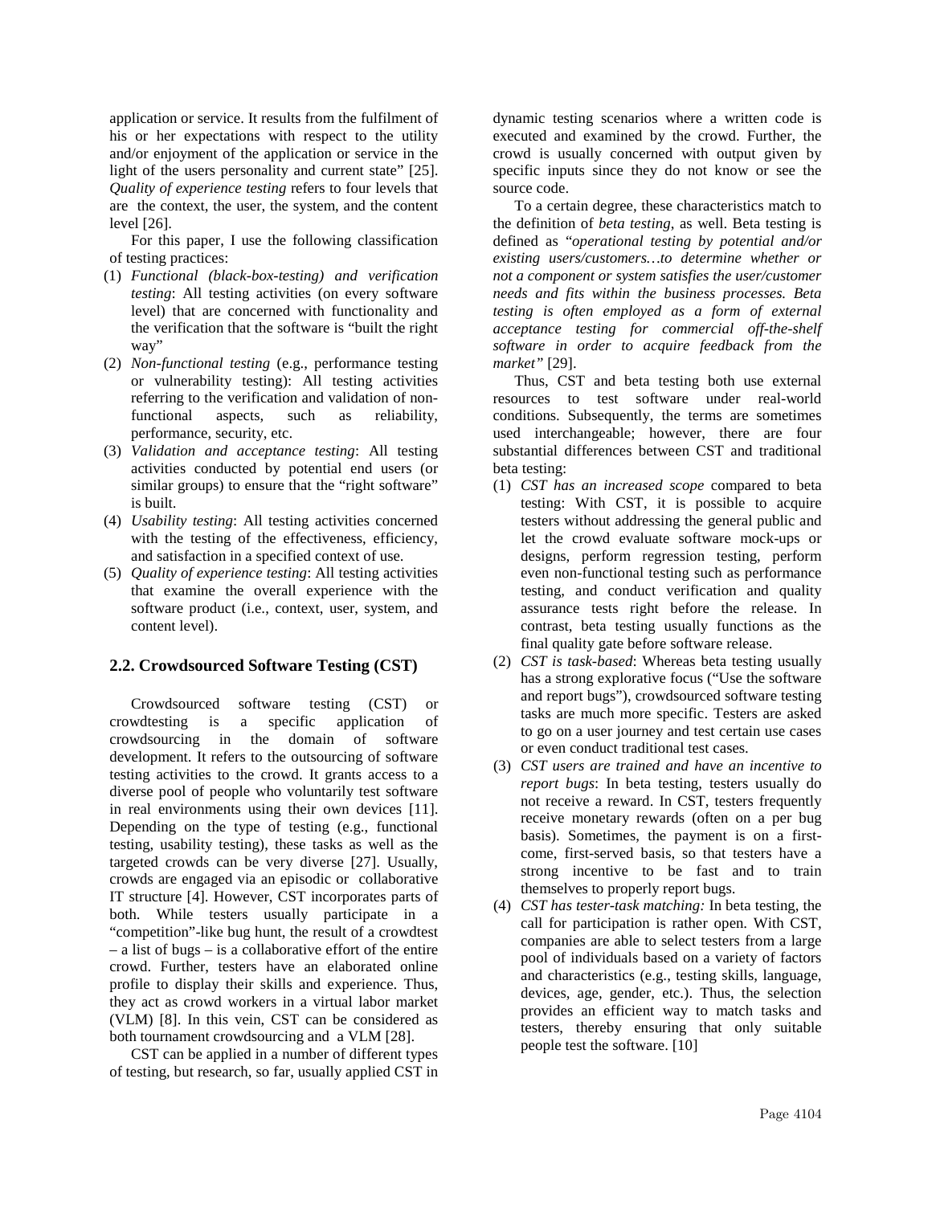application or service. It results from the fulfilment of his or her expectations with respect to the utility and/or enjoyment of the application or service in the light of the users personality and current state" [25]. *Quality of experience testing* refers to four levels that are the context, the user, the system, and the content level [26].

For this paper, I use the following classification of testing practices:

(1) *Functional (black-box-testing) and verification testing*: All testing activities (on every software level) that are concerned with functionality and the verification that the software is "built the right way"
(2) *Non-functional testing* (e.g., performance testing or vulnerability testing): All testing activities referring to the verification and validation of non-functional aspects, such as reliability, performance, security, etc.
(3) *Validation and acceptance testing*: All testing activities conducted by potential end users (or similar groups) to ensure that the "right software" is built.
(4) *Usability testing*: All testing activities concerned with the testing of the effectiveness, efficiency, and satisfaction in a specified context of use.
(5) *Quality of experience testing*: All testing activities that examine the overall experience with the software product (i.e., context, user, system, and content level).

## 2.2. Crowdsourced Software Testing (CST)

Crowdsourced software testing (CST) or crowdtesting is a specific application of crowdsourcing in the domain of software development. It refers to the outsourcing of software testing activities to the crowd. It grants access to a diverse pool of people who voluntarily test software in real environments using their own devices [11]. Depending on the type of testing (e.g., functional testing, usability testing), these tasks as well as the targeted crowds can be very diverse [27]. Usually, crowds are engaged via an episodic or collaborative IT structure [4]. However, CST incorporates parts of both. While testers usually participate in a "competition"-like bug hunt, the result of a crowdtest – a list of bugs – is a collaborative effort of the entire crowd. Further, testers have an elaborated online profile to display their skills and experience. Thus, they act as crowd workers in a virtual labor market (VLM) [8]. In this vein, CST can be considered as both tournament crowdsourcing and a VLM [28].

CST can be applied in a number of different types of testing, but research, so far, usually applied CST in dynamic testing scenarios where a written code is executed and examined by the crowd. Further, the crowd is usually concerned with output given by specific inputs since they do not know or see the source code.

To a certain degree, these characteristics match to the definition of *beta testing*, as well. Beta testing is defined as "*operational testing by potential and/or existing users/customers…to determine whether or not a component or system satisfies the user/customer needs and fits within the business processes. Beta testing is often employed as a form of external acceptance testing for commercial off-the-shelf software in order to acquire feedback from the market"* [29].

Thus, CST and beta testing both use external resources to test software under real-world conditions. Subsequently, the terms are sometimes used interchangeable; however, there are four substantial differences between CST and traditional beta testing:

(1) *CST has an increased scope* compared to beta testing: With CST, it is possible to acquire testers without addressing the general public and let the crowd evaluate software mock-ups or designs, perform regression testing, perform even non-functional testing such as performance testing, and conduct verification and quality assurance tests right before the release. In contrast, beta testing usually functions as the final quality gate before software release.
(2) *CST is task-based*: Whereas beta testing usually has a strong explorative focus ("Use the software and report bugs"), crowdsourced software testing tasks are much more specific. Testers are asked to go on a user journey and test certain use cases or even conduct traditional test cases.
(3) *CST users are trained and have an incentive to report bugs*: In beta testing, testers usually do not receive a reward. In CST, testers frequently receive monetary rewards (often on a per bug basis). Sometimes, the payment is on a first-come, first-served basis, so that testers have a strong incentive to be fast and to train themselves to properly report bugs.
(4) *CST has tester-task matching:* In beta testing, the call for participation is rather open. With CST, companies are able to select testers from a large pool of individuals based on a variety of factors and characteristics (e.g., testing skills, language, devices, age, gender, etc.). Thus, the selection provides an efficient way to match tasks and testers, thereby ensuring that only suitable people test the software. [10]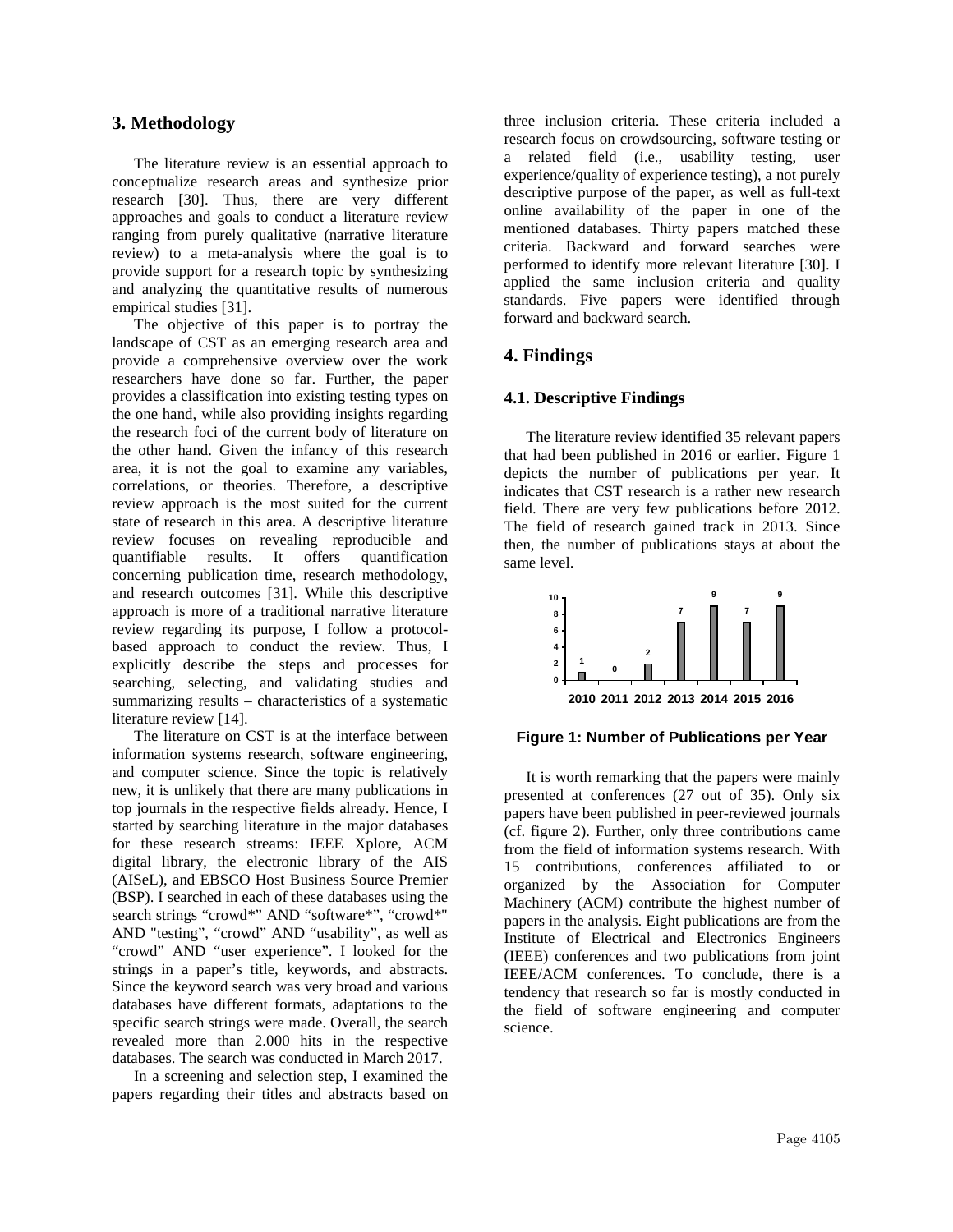## 3. Methodology

The literature review is an essential approach to conceptualize research areas and synthesize prior research [30]. Thus, there are very different approaches and goals to conduct a literature review ranging from purely qualitative (narrative literature review) to a meta-analysis where the goal is to provide support for a research topic by synthesizing and analyzing the quantitative results of numerous empirical studies [31].

The objective of this paper is to portray the landscape of CST as an emerging research area and provide a comprehensive overview over the work researchers have done so far. Further, the paper provides a classification into existing testing types on the one hand, while also providing insights regarding the research foci of the current body of literature on the other hand. Given the infancy of this research area, it is not the goal to examine any variables, correlations, or theories. Therefore, a descriptive review approach is the most suited for the current state of research in this area. A descriptive literature review focuses on revealing reproducible and quantifiable results. It offers quantification concerning publication time, research methodology, and research outcomes [31]. While this descriptive approach is more of a traditional narrative literature review regarding its purpose, I follow a protocol-based approach to conduct the review. Thus, I explicitly describe the steps and processes for searching, selecting, and validating studies and summarizing results – characteristics of a systematic literature review [14].

The literature on CST is at the interface between information systems research, software engineering, and computer science. Since the topic is relatively new, it is unlikely that there are many publications in top journals in the respective fields already. Hence, I started by searching literature in the major databases for these research streams: IEEE Xplore, ACM digital library, the electronic library of the AIS (AISeL), and EBSCO Host Business Source Premier (BSP). I searched in each of these databases using the search strings "crowd*" AND "software*", "crowd*" AND "testing", "crowd" AND "usability", as well as "crowd" AND "user experience". I looked for the strings in a paper's title, keywords, and abstracts. Since the keyword search was very broad and various databases have different formats, adaptations to the specific search strings were made. Overall, the search revealed more than 2.000 hits in the respective databases. The search was conducted in March 2017.

In a screening and selection step, I examined the papers regarding their titles and abstracts based on three inclusion criteria. These criteria included a research focus on crowdsourcing, software testing or a related field (i.e., usability testing, user experience/quality of experience testing), a not purely descriptive purpose of the paper, as well as full-text online availability of the paper in one of the mentioned databases. Thirty papers matched these criteria. Backward and forward searches were performed to identify more relevant literature [30]. I applied the same inclusion criteria and quality standards. Five papers were identified through forward and backward search.

## 4. Findings

### 4.1. Descriptive Findings

The literature review identified 35 relevant papers that had been published in 2016 or earlier. Figure 1 depicts the number of publications per year. It indicates that CST research is a rather new research field. There are very few publications before 2012. The field of research gained track in 2013. Since then, the number of publications stays at about the same level.

| Year | 2010 | 2011 | 2012 | 2013 | 2014 | 2015 | 2016 |
|---|---|---|---|---|---|---|---|
| Publications | 1 | 0 | 2 | 7 | 9 | 7 | 9 |

**Figure 1: Number of Publications per Year**

It is worth remarking that the papers were mainly presented at conferences (27 out of 35). Only six papers have been published in peer-reviewed journals (cf. figure 2). Further, only three contributions came from the field of information systems research. With 15 contributions, conferences affiliated to or organized by the Association for Computer Machinery (ACM) contribute the highest number of papers in the analysis. Eight publications are from the Institute of Electrical and Electronics Engineers (IEEE) conferences and two publications from joint IEEE/ACM conferences. To conclude, there is a tendency that research so far is mostly conducted in the field of software engineering and computer science.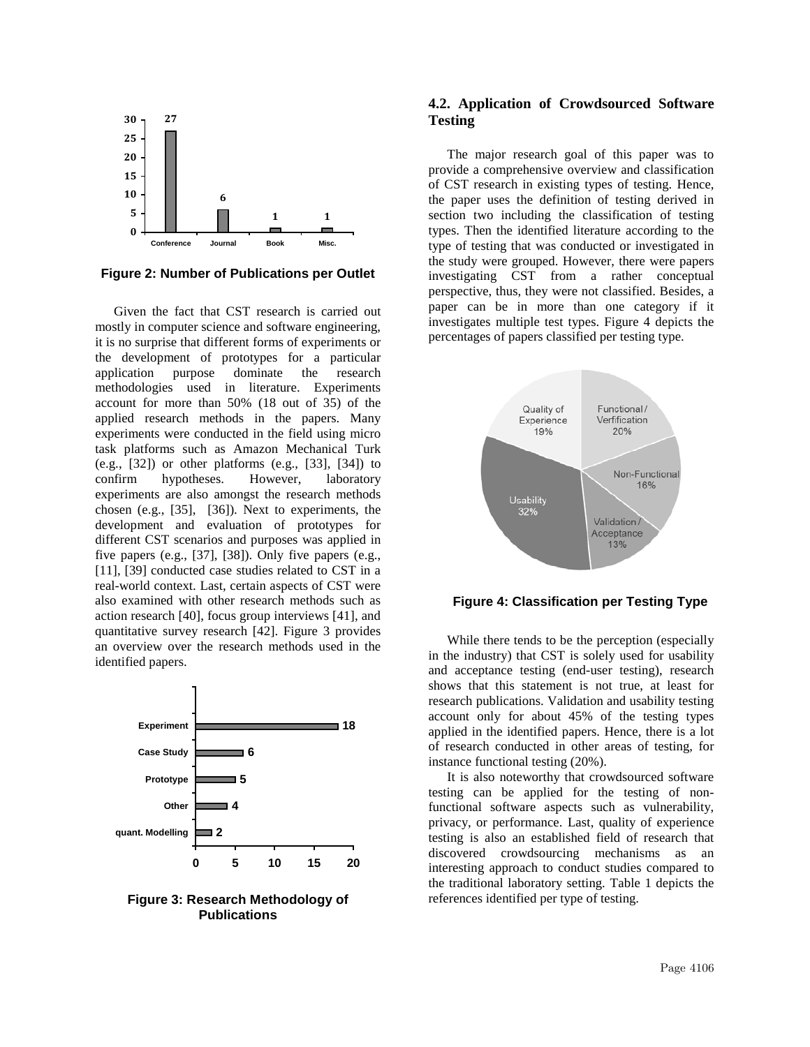Figure 2: Number of Publications per Outlet

Given the fact that CST research is carried out mostly in computer science and software engineering, it is no surprise that different forms of experiments or the development of prototypes for a particular application purpose dominate the research methodologies used in literature. Experiments account for more than 50% (18 out of 35) of the applied research methods in the papers. Many experiments were conducted in the field using micro task platforms such as Amazon Mechanical Turk (e.g., [32]) or other platforms (e.g., [33], [34]) to confirm hypotheses. However, laboratory experiments are also amongst the research methods chosen (e.g., [35], [36]). Next to experiments, the development and evaluation of prototypes for different CST scenarios and purposes was applied in five papers (e.g., [37], [38]). Only five papers (e.g., [11], [39] conducted case studies related to CST in a real-world context. Last, certain aspects of CST were also examined with other research methods such as action research [40], focus group interviews [41], and quantitative survey research [42]. Figure 3 provides an overview over the research methods used in the identified papers.

Figure 3: Research Methodology of Publications

### 4.2. Application of Crowdsourced Software Testing

The major research goal of this paper was to provide a comprehensive overview and classification of CST research in existing types of testing. Hence, the paper uses the definition of testing derived in section two including the classification of testing types. Then the identified literature according to the type of testing that was conducted or investigated in the study were grouped. However, there were papers investigating CST from a rather conceptual perspective, thus, they were not classified. Besides, a paper can be in more than one category if it investigates multiple test types. Figure 4 depicts the percentages of papers classified per testing type.

Figure 4: Classification per Testing Type

While there tends to be the perception (especially in the industry) that CST is solely used for usability and acceptance testing (end-user testing), research shows that this statement is not true, at least for research publications. Validation and usability testing account only for about 45% of the testing types applied in the identified papers. Hence, there is a lot of research conducted in other areas of testing, for instance functional testing (20%).

It is also noteworthy that crowdsourced software testing can be applied for the testing of non-functional software aspects such as vulnerability, privacy, or performance. Last, quality of experience testing is also an established field of research that discovered crowdsourcing mechanisms as an interesting approach to conduct studies compared to the traditional laboratory setting. Table 1 depicts the references identified per type of testing.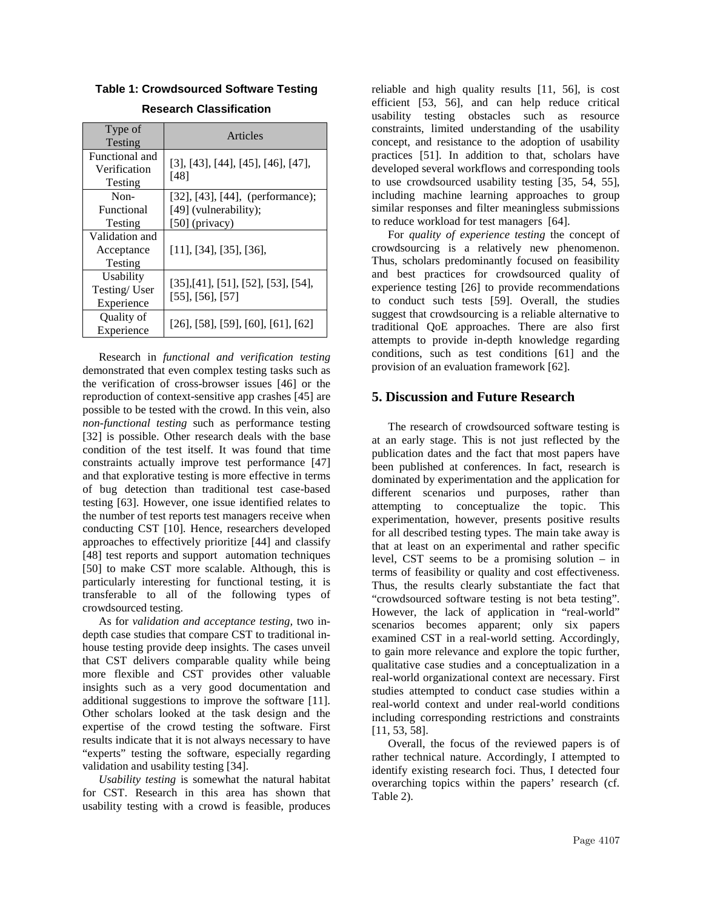**Table 1: Crowdsourced Software Testing Research Classification**

| Type of Testing | Articles |
|---|---|
| Functional and Verification Testing | [3], [43], [44], [45], [46], [47], [48] |
| Non-Functional Testing | [32], [43], [44], (performance); [49] (vulnerability); [50] (privacy) |
| Validation and Acceptance Testing | [11], [34], [35], [36], |
| Usability Testing/ User Experience | [35],[41], [51], [52], [53], [54], [55], [56], [57] |
| Quality of Experience | [26], [58], [59], [60], [61], [62] |

Research in *functional and verification testing* demonstrated that even complex testing tasks such as the verification of cross-browser issues [46] or the reproduction of context-sensitive app crashes [45] are possible to be tested with the crowd. In this vein, also *non-functional testing* such as performance testing [32] is possible. Other research deals with the base condition of the test itself. It was found that time constraints actually improve test performance [47] and that explorative testing is more effective in terms of bug detection than traditional test case-based testing [63]. However, one issue identified relates to the number of test reports test managers receive when conducting CST [10]. Hence, researchers developed approaches to effectively prioritize [44] and classify [48] test reports and support automation techniques [50] to make CST more scalable. Although, this is particularly interesting for functional testing, it is transferable to all of the following types of crowdsourced testing.

As for *validation and acceptance testing,* two in-depth case studies that compare CST to traditional in-house testing provide deep insights. The cases unveil that CST delivers comparable quality while being more flexible and CST provides other valuable insights such as a very good documentation and additional suggestions to improve the software [11]. Other scholars looked at the task design and the expertise of the crowd testing the software. First results indicate that it is not always necessary to have "experts" testing the software, especially regarding validation and usability testing [34].

*Usability testing* is somewhat the natural habitat for CST. Research in this area has shown that usability testing with a crowd is feasible, produces reliable and high quality results [11, 56], is cost efficient [53, 56], and can help reduce critical usability testing obstacles such as resource constraints, limited understanding of the usability concept, and resistance to the adoption of usability practices [51]. In addition to that, scholars have developed several workflows and corresponding tools to use crowdsourced usability testing [35, 54, 55], including machine learning approaches to group similar responses and filter meaningless submissions to reduce workload for test managers [64].

For *quality of experience testing* the concept of crowdsourcing is a relatively new phenomenon. Thus, scholars predominantly focused on feasibility and best practices for crowdsourced quality of experience testing [26] to provide recommendations to conduct such tests [59]. Overall, the studies suggest that crowdsourcing is a reliable alternative to traditional QoE approaches. There are also first attempts to provide in-depth knowledge regarding conditions, such as test conditions [61] and the provision of an evaluation framework [62].

## 5. Discussion and Future Research

The research of crowdsourced software testing is at an early stage. This is not just reflected by the publication dates and the fact that most papers have been published at conferences. In fact, research is dominated by experimentation and the application for different scenarios und purposes, rather than attempting to conceptualize the topic. This experimentation, however, presents positive results for all described testing types. The main take away is that at least on an experimental and rather specific level, CST seems to be a promising solution – in terms of feasibility or quality and cost effectiveness. Thus, the results clearly substantiate the fact that "crowdsourced software testing is not beta testing". However, the lack of application in "real-world" scenarios becomes apparent; only six papers examined CST in a real-world setting. Accordingly, to gain more relevance and explore the topic further, qualitative case studies and a conceptualization in a real-world organizational context are necessary. First studies attempted to conduct case studies within a real-world context and under real-world conditions including corresponding restrictions and constraints [11, 53, 58].

Overall, the focus of the reviewed papers is of rather technical nature. Accordingly, I attempted to identify existing research foci. Thus, I detected four overarching topics within the papers' research (cf. Table 2).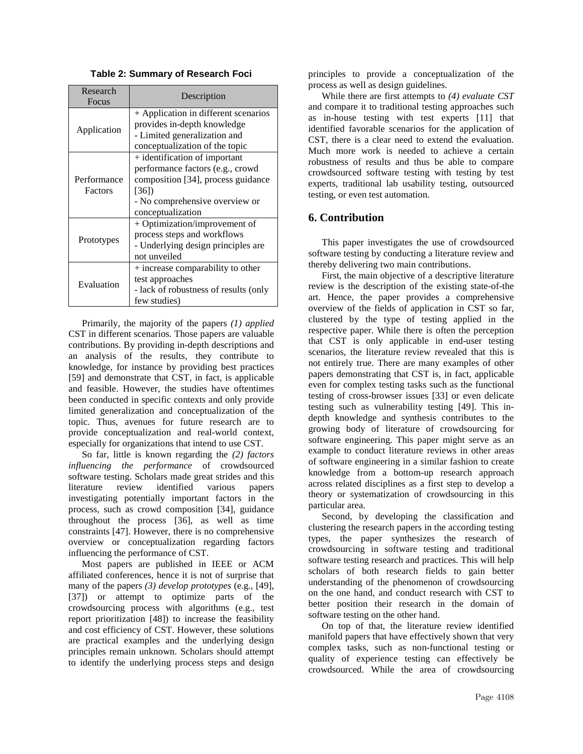**Table 2: Summary of Research Foci**

| Research Focus | Description |
|---|---|
| Application | + Application in different scenarios provides in-depth knowledge<br>- Limited generalization and conceptualization of the topic |
| Performance Factors | + identification of important performance factors (e.g., crowd composition [34], process guidance [36])<br>- No comprehensive overview or conceptualization |
| Prototypes | + Optimization/improvement of process steps and workflows<br>- Underlying design principles are not unveiled |
| Evaluation | + increase comparability to other test approaches<br>- lack of robustness of results (only few studies) |

Primarily, the majority of the papers *(1) applied* CST in different scenarios. Those papers are valuable contributions. By providing in-depth descriptions and an analysis of the results, they contribute to knowledge, for instance by providing best practices [59] and demonstrate that CST, in fact, is applicable and feasible. However, the studies have oftentimes been conducted in specific contexts and only provide limited generalization and conceptualization of the topic. Thus, avenues for future research are to provide conceptualization and real-world context, especially for organizations that intend to use CST.

So far, little is known regarding the *(2) factors influencing the performance* of crowdsourced software testing. Scholars made great strides and this literature review identified various papers investigating potentially important factors in the process, such as crowd composition [34], guidance throughout the process [36], as well as time constraints [47]. However, there is no comprehensive overview or conceptualization regarding factors influencing the performance of CST.

Most papers are published in IEEE or ACM affiliated conferences, hence it is not of surprise that many of the papers *(3) develop prototypes* (e.g., [49], [37]) or attempt to optimize parts of the crowdsourcing process with algorithms (e.g., test report prioritization [48]) to increase the feasibility and cost efficiency of CST. However, these solutions are practical examples and the underlying design principles remain unknown. Scholars should attempt to identify the underlying process steps and design principles to provide a conceptualization of the process as well as design guidelines.

While there are first attempts to *(4) evaluate CST* and compare it to traditional testing approaches such as in-house testing with test experts [11] that identified favorable scenarios for the application of CST, there is a clear need to extend the evaluation. Much more work is needed to achieve a certain robustness of results and thus be able to compare crowdsourced software testing with testing by test experts, traditional lab usability testing, outsourced testing, or even test automation.

## 6. Contribution

This paper investigates the use of crowdsourced software testing by conducting a literature review and thereby delivering two main contributions.

First, the main objective of a descriptive literature review is the description of the existing state-of-the art. Hence, the paper provides a comprehensive overview of the fields of application in CST so far, clustered by the type of testing applied in the respective paper. While there is often the perception that CST is only applicable in end-user testing scenarios, the literature review revealed that this is not entirely true. There are many examples of other papers demonstrating that CST is, in fact, applicable even for complex testing tasks such as the functional testing of cross-browser issues [33] or even delicate testing such as vulnerability testing [49]. This in-depth knowledge and synthesis contributes to the growing body of literature of crowdsourcing for software engineering. This paper might serve as an example to conduct literature reviews in other areas of software engineering in a similar fashion to create knowledge from a bottom-up research approach across related disciplines as a first step to develop a theory or systematization of crowdsourcing in this particular area.

Second, by developing the classification and clustering the research papers in the according testing types, the paper synthesizes the research of crowdsourcing in software testing and traditional software testing research and practices. This will help scholars of both research fields to gain better understanding of the phenomenon of crowdsourcing on the one hand, and conduct research with CST to better position their research in the domain of software testing on the other hand.

On top of that, the literature review identified manifold papers that have effectively shown that very complex tasks, such as non-functional testing or quality of experience testing can effectively be crowdsourced. While the area of crowdsourcing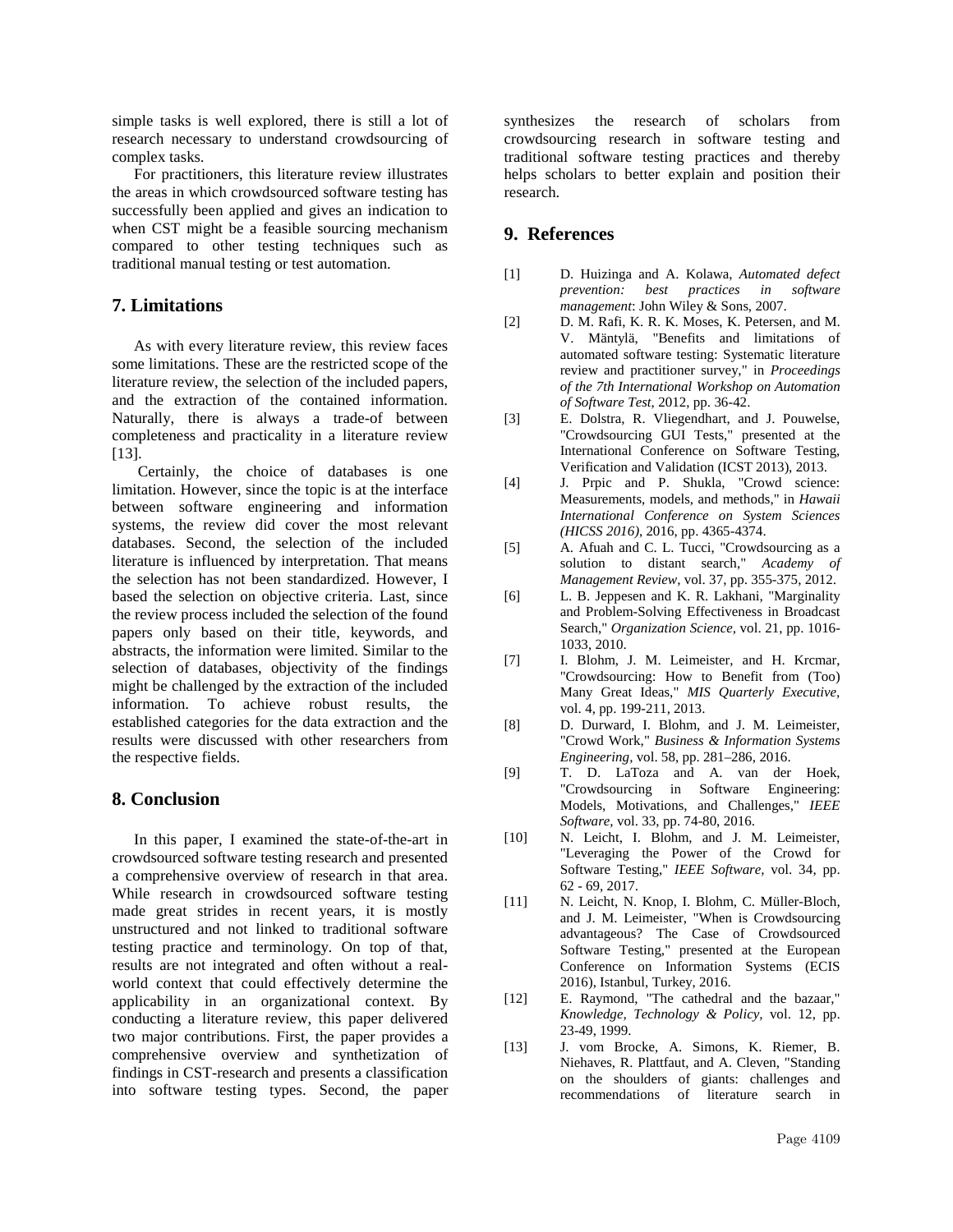simple tasks is well explored, there is still a lot of research necessary to understand crowdsourcing of complex tasks.

For practitioners, this literature review illustrates the areas in which crowdsourced software testing has successfully been applied and gives an indication to when CST might be a feasible sourcing mechanism compared to other testing techniques such as traditional manual testing or test automation.

## 7. Limitations

As with every literature review, this review faces some limitations. These are the restricted scope of the literature review, the selection of the included papers, and the extraction of the contained information. Naturally, there is always a trade-of between completeness and practicality in a literature review [13].

Certainly, the choice of databases is one limitation. However, since the topic is at the interface between software engineering and information systems, the review did cover the most relevant databases. Second, the selection of the included literature is influenced by interpretation. That means the selection has not been standardized. However, I based the selection on objective criteria. Last, since the review process included the selection of the found papers only based on their title, keywords, and abstracts, the information were limited. Similar to the selection of databases, objectivity of the findings might be challenged by the extraction of the included information. To achieve robust results, the established categories for the data extraction and the results were discussed with other researchers from the respective fields.

## 8. Conclusion

In this paper, I examined the state-of-the-art in crowdsourced software testing research and presented a comprehensive overview of research in that area. While research in crowdsourced software testing made great strides in recent years, it is mostly unstructured and not linked to traditional software testing practice and terminology. On top of that, results are not integrated and often without a real-world context that could effectively determine the applicability in an organizational context. By conducting a literature review, this paper delivered two major contributions. First, the paper provides a comprehensive overview and synthetization of findings in CST-research and presents a classification into software testing types. Second, the paper synthesizes the research of scholars from crowdsourcing research in software testing and traditional software testing practices and thereby helps scholars to better explain and position their research.

## 9. References

[1] D. Huizinga and A. Kolawa, *Automated defect prevention: best practices in software management*: John Wiley & Sons, 2007.

[2] D. M. Rafi, K. R. K. Moses, K. Petersen, and M. V. Mäntylä, "Benefits and limitations of automated software testing: Systematic literature review and practitioner survey," in *Proceedings of the 7th International Workshop on Automation of Software Test*, 2012, pp. 36-42.

[3] E. Dolstra, R. Vliegendhart, and J. Pouwelse, "Crowdsourcing GUI Tests," presented at the International Conference on Software Testing, Verification and Validation (ICST 2013), 2013.

[4] J. Prpic and P. Shukla, "Crowd science: Measurements, models, and methods," in *Hawaii International Conference on System Sciences (HICSS 2016)*, 2016, pp. 4365-4374.

[5] A. Afuah and C. L. Tucci, "Crowdsourcing as a solution to distant search," *Academy of Management Review*, vol. 37, pp. 355-375, 2012.

[6] L. B. Jeppesen and K. R. Lakhani, "Marginality and Problem-Solving Effectiveness in Broadcast Search," *Organization Science*, vol. 21, pp. 1016-1033, 2010.

[7] I. Blohm, J. M. Leimeister, and H. Krcmar, "Crowdsourcing: How to Benefit from (Too) Many Great Ideas," *MIS Quarterly Executive*, vol. 4, pp. 199-211, 2013.

[8] D. Durward, I. Blohm, and J. M. Leimeister, "Crowd Work," *Business & Information Systems Engineering*, vol. 58, pp. 281–286, 2016.

[9] T. D. LaToza and A. van der Hoek, "Crowdsourcing in Software Engineering: Models, Motivations, and Challenges," *IEEE Software*, vol. 33, pp. 74-80, 2016.

[10] N. Leicht, I. Blohm, and J. M. Leimeister, "Leveraging the Power of the Crowd for Software Testing," *IEEE Software*, vol. 34, pp. 62 - 69, 2017.

[11] N. Leicht, N. Knop, I. Blohm, C. Müller-Bloch, and J. M. Leimeister, "When is Crowdsourcing advantageous? The Case of Crowdsourced Software Testing," presented at the European Conference on Information Systems (ECIS 2016), Istanbul, Turkey, 2016.

[12] E. Raymond, "The cathedral and the bazaar," *Knowledge, Technology & Policy*, vol. 12, pp. 23-49, 1999.

[13] J. vom Brocke, A. Simons, K. Riemer, B. Niehaves, R. Plattfaut, and A. Cleven, "Standing on the shoulders of giants: challenges and recommendations of literature search in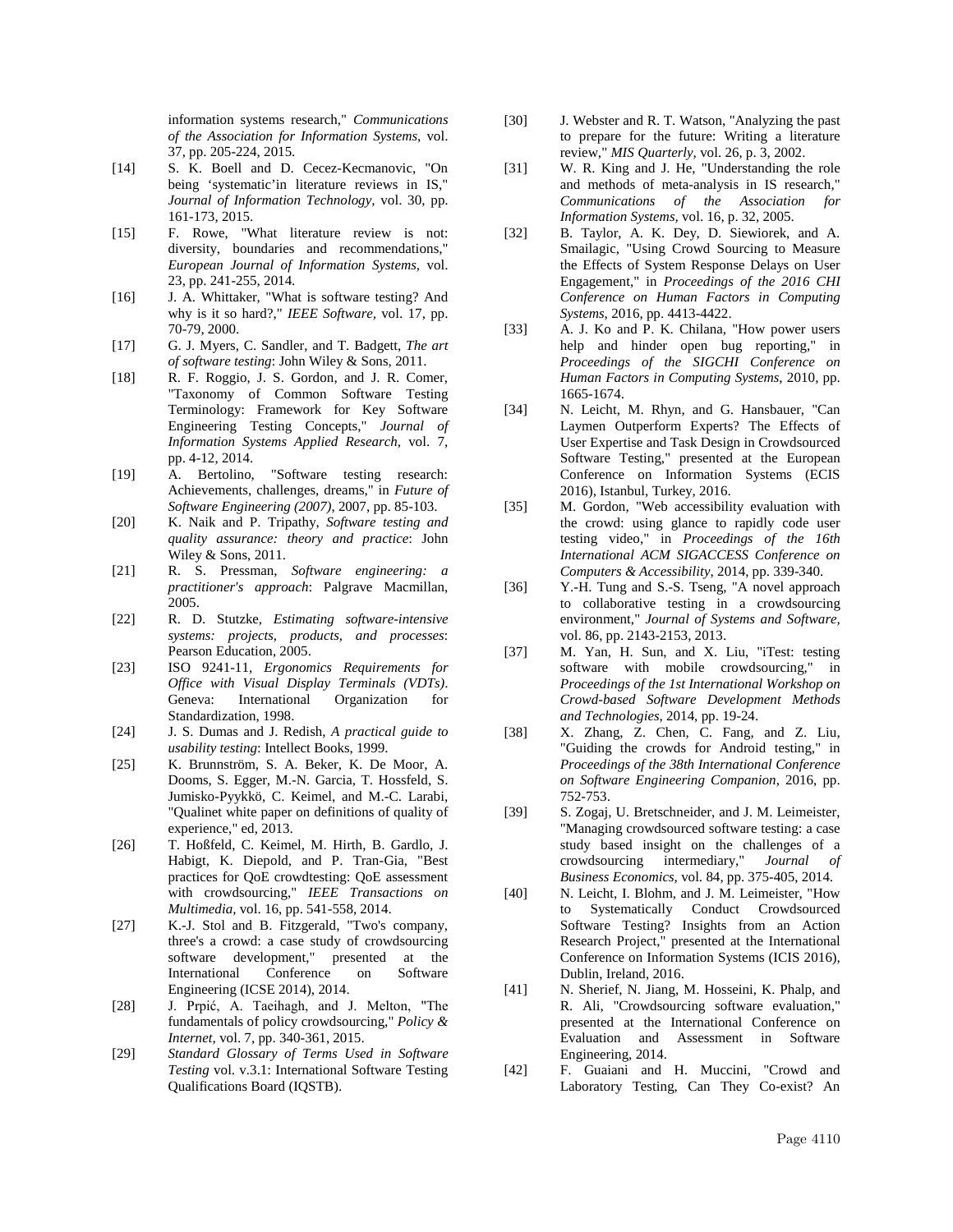information systems research," *Communications of the Association for Information Systems,* vol. 37, pp. 205-224, 2015.

[14] S. K. Boell and D. Cecez-Kecmanovic, "On being 'systematic'in literature reviews in IS," *Journal of Information Technology,* vol. 30, pp. 161-173, 2015.

[15] F. Rowe, "What literature review is not: diversity, boundaries and recommendations," *European Journal of Information Systems,* vol. 23, pp. 241-255, 2014.

[16] J. A. Whittaker, "What is software testing? And why is it so hard?," *IEEE Software,* vol. 17, pp. 70-79, 2000.

[17] G. J. Myers, C. Sandler, and T. Badgett, *The art of software testing*: John Wiley & Sons, 2011.

[18] R. F. Roggio, J. S. Gordon, and J. R. Comer, "Taxonomy of Common Software Testing Terminology: Framework for Key Software Engineering Testing Concepts," *Journal of Information Systems Applied Research,* vol. 7, pp. 4-12, 2014.

[19] A. Bertolino, "Software testing research: Achievements, challenges, dreams," in *Future of Software Engineering (2007)*, 2007, pp. 85-103.

[20] K. Naik and P. Tripathy, *Software testing and quality assurance: theory and practice*: John Wiley & Sons, 2011.

[21] R. S. Pressman, *Software engineering: a practitioner's approach*: Palgrave Macmillan, 2005.

[22] R. D. Stutzke, *Estimating software-intensive systems: projects, products, and processes*: Pearson Education, 2005.

[23] ISO 9241-11, *Ergonomics Requirements for Office with Visual Display Terminals (VDTs)*. Geneva: International Organization for Standardization, 1998.

[24] J. S. Dumas and J. Redish, *A practical guide to usability testing*: Intellect Books, 1999.

[25] K. Brunnström, S. A. Beker, K. De Moor, A. Dooms, S. Egger, M.-N. Garcia, T. Hossfeld, S. Jumisko-Pyykkö, C. Keimel, and M.-C. Larabi, "Qualinet white paper on definitions of quality of experience," ed, 2013.

[26] T. Hoßfeld, C. Keimel, M. Hirth, B. Gardlo, J. Habigt, K. Diepold, and P. Tran-Gia, "Best practices for QoE crowdtesting: QoE assessment with crowdsourcing," *IEEE Transactions on Multimedia,* vol. 16, pp. 541-558, 2014.

[27] K.-J. Stol and B. Fitzgerald, "Two's company, three's a crowd: a case study of crowdsourcing software development," presented at the International Conference on Software Engineering (ICSE 2014), 2014.

[28] J. Prpić, A. Taeihagh, and J. Melton, "The fundamentals of policy crowdsourcing," *Policy & Internet,* vol. 7, pp. 340-361, 2015.

[29] *Standard Glossary of Terms Used in Software Testing* vol. v.3.1: International Software Testing Qualifications Board (IQSTB).

[30] J. Webster and R. T. Watson, "Analyzing the past to prepare for the future: Writing a literature review," *MIS Quarterly,* vol. 26, p. 3, 2002.

[31] W. R. King and J. He, "Understanding the role and methods of meta-analysis in IS research," *Communications of the Association for Information Systems,* vol. 16, p. 32, 2005.

[32] B. Taylor, A. K. Dey, D. Siewiorek, and A. Smailagic, "Using Crowd Sourcing to Measure the Effects of System Response Delays on User Engagement," in *Proceedings of the 2016 CHI Conference on Human Factors in Computing Systems*, 2016, pp. 4413-4422.

[33] A. J. Ko and P. K. Chilana, "How power users help and hinder open bug reporting," in *Proceedings of the SIGCHI Conference on Human Factors in Computing Systems*, 2010, pp. 1665-1674.

[34] N. Leicht, M. Rhyn, and G. Hansbauer, "Can Laymen Outperform Experts? The Effects of User Expertise and Task Design in Crowdsourced Software Testing," presented at the European Conference on Information Systems (ECIS 2016), Istanbul, Turkey, 2016.

[35] M. Gordon, "Web accessibility evaluation with the crowd: using glance to rapidly code user testing video," in *Proceedings of the 16th International ACM SIGACCESS Conference on Computers & Accessibility*, 2014, pp. 339-340.

[36] Y.-H. Tung and S.-S. Tseng, "A novel approach to collaborative testing in a crowdsourcing environment," *Journal of Systems and Software,* vol. 86, pp. 2143-2153, 2013.

[37] M. Yan, H. Sun, and X. Liu, "iTest: testing software with mobile crowdsourcing," in *Proceedings of the 1st International Workshop on Crowd-based Software Development Methods and Technologies*, 2014, pp. 19-24.

[38] X. Zhang, Z. Chen, C. Fang, and Z. Liu, "Guiding the crowds for Android testing," in *Proceedings of the 38th International Conference on Software Engineering Companion*, 2016, pp. 752-753.

[39] S. Zogaj, U. Bretschneider, and J. M. Leimeister, "Managing crowdsourced software testing: a case study based insight on the challenges of a crowdsourcing intermediary," *Journal of Business Economics,* vol. 84, pp. 375-405, 2014.

[40] N. Leicht, I. Blohm, and J. M. Leimeister, "How to Systematically Conduct Crowdsourced Software Testing? Insights from an Action Research Project," presented at the International Conference on Information Systems (ICIS 2016), Dublin, Ireland, 2016.

[41] N. Sherief, N. Jiang, M. Hosseini, K. Phalp, and R. Ali, "Crowdsourcing software evaluation," presented at the International Conference on Evaluation and Assessment in Software Engineering, 2014.

[42] F. Guaiani and H. Muccini, "Crowd and Laboratory Testing, Can They Co-exist? An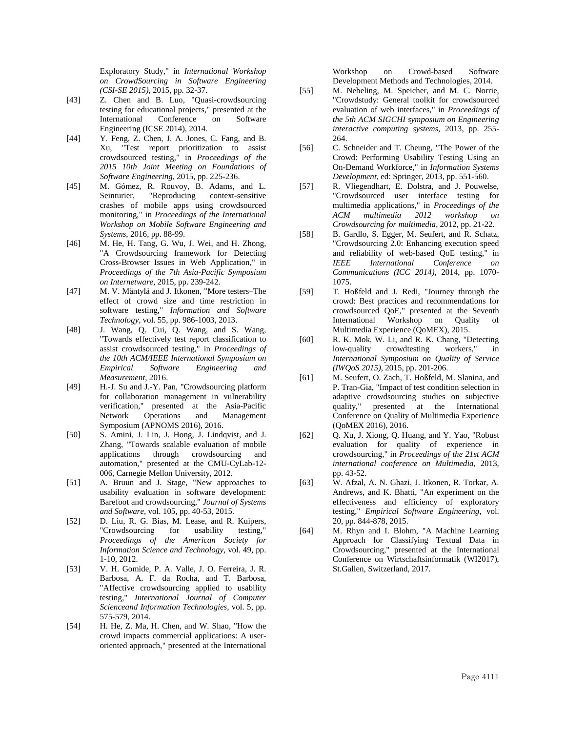Exploratory Study," in *International Workshop on CrowdSourcing in Software Engineering (CSI-SE 2015)*, 2015, pp. 32-37.

[43] Z. Chen and B. Luo, "Quasi-crowdsourcing testing for educational projects," presented at the International Conference on Software Engineering (ICSE 2014), 2014.

[44] Y. Feng, Z. Chen, J. A. Jones, C. Fang, and B. Xu, "Test report prioritization to assist crowdsourced testing," in *Proceedings of the 2015 10th Joint Meeting on Foundations of Software Engineering*, 2015, pp. 225-236.

[45] M. Gómez, R. Rouvoy, B. Adams, and L. Seinturier, "Reproducing context-sensitive crashes of mobile apps using crowdsourced monitoring," in *Proceedings of the International Workshop on Mobile Software Engineering and Systems*, 2016, pp. 88-99.

[46] M. He, H. Tang, G. Wu, J. Wei, and H. Zhong, "A Crowdsourcing framework for Detecting Cross-Browser Issues in Web Application," in *Proceedings of the 7th Asia-Pacific Symposium on Internetware*, 2015, pp. 239-242.

[47] M. V. Mäntylä and J. Itkonen, "More testers–The effect of crowd size and time restriction in software testing," *Information and Software Technology*, vol. 55, pp. 986-1003, 2013.

[48] J. Wang, Q. Cui, Q. Wang, and S. Wang, "Towards effectively test report classification to assist crowdsourced testing," in *Proceedings of the 10th ACM/IEEE International Symposium on Empirical Software Engineering and Measurement*, 2016.

[49] H.-J. Su and J.-Y. Pan, "Crowdsourcing platform for collaboration management in vulnerability verification," presented at the Asia-Pacific Network Operations and Management Symposium (APNOMS 2016), 2016.

[50] S. Amini, J. Lin, J. Hong, J. Lindqvist, and J. Zhang, "Towards scalable evaluation of mobile applications through crowdsourcing and automation," presented at the CMU-CyLab-12-006, Carnegie Mellon University, 2012.

[51] A. Bruun and J. Stage, "New approaches to usability evaluation in software development: Barefoot and crowdsourcing," *Journal of Systems and Software*, vol. 105, pp. 40-53, 2015.

[52] D. Liu, R. G. Bias, M. Lease, and R. Kuipers, "Crowdsourcing for usability testing," *Proceedings of the American Society for Information Science and Technology*, vol. 49, pp. 1-10, 2012.

[53] V. H. Gomide, P. A. Valle, J. O. Ferreira, J. R. Barbosa, A. F. da Rocha, and T. Barbosa, "Affective crowdsourcing applied to usability testing," *International Journal of Computer Scienceand Information Technologies*, vol. 5, pp. 575-579, 2014.

[54] H. He, Z. Ma, H. Chen, and W. Shao, "How the crowd impacts commercial applications: A user-oriented approach," presented at the International Workshop on Crowd-based Software Development Methods and Technologies, 2014.

[55] M. Nebeling, M. Speicher, and M. C. Norrie, "Crowdstudy: General toolkit for crowdsourced evaluation of web interfaces," in *Proceedings of the 5th ACM SIGCHI symposium on Engineering interactive computing systems*, 2013, pp. 255-264.

[56] C. Schneider and T. Cheung, "The Power of the Crowd: Performing Usability Testing Using an On-Demand Workforce," in *Information Systems Development*, ed: Springer, 2013, pp. 551-560.

[57] R. Vliegendhart, E. Dolstra, and J. Pouwelse, "Crowdsourced user interface testing for multimedia applications," in *Proceedings of the ACM multimedia 2012 workshop on Crowdsourcing for multimedia*, 2012, pp. 21-22.

[58] B. Gardlo, S. Egger, M. Seufert, and R. Schatz, "Crowdsourcing 2.0: Enhancing execution speed and reliability of web-based QoE testing," in *IEEE International Conference on Communications (ICC 2014)*, 2014, pp. 1070-1075.

[59] T. Hoßfeld and J. Redi, "Journey through the crowd: Best practices and recommendations for crowdsourced QoE," presented at the Seventh International Workshop on Quality of Multimedia Experience (QoMEX), 2015.

[60] R. K. Mok, W. Li, and R. K. Chang, "Detecting low-quality crowdtesting workers," in *International Symposium on Quality of Service (IWQoS 2015)*, 2015, pp. 201-206.

[61] M. Seufert, O. Zach, T. Hoßfeld, M. Slanina, and P. Tran-Gia, "Impact of test condition selection in adaptive crowdsourcing studies on subjective quality," presented at the International Conference on Quality of Multimedia Experience (QoMEX 2016), 2016.

[62] Q. Xu, J. Xiong, Q. Huang, and Y. Yao, "Robust evaluation for quality of experience in crowdsourcing," in *Proceedings of the 21st ACM international conference on Multimedia*, 2013, pp. 43-52.

[63] W. Afzal, A. N. Ghazi, J. Itkonen, R. Torkar, A. Andrews, and K. Bhatti, "An experiment on the effectiveness and efficiency of exploratory testing," *Empirical Software Engineering*, vol. 20, pp. 844-878, 2015.

[64] M. Rhyn and I. Blohm, "A Machine Learning Approach for Classifying Textual Data in Crowdsourcing," presented at the International Conference on Wirtschaftsinformatik (WI2017), St.Gallen, Switzerland, 2017.